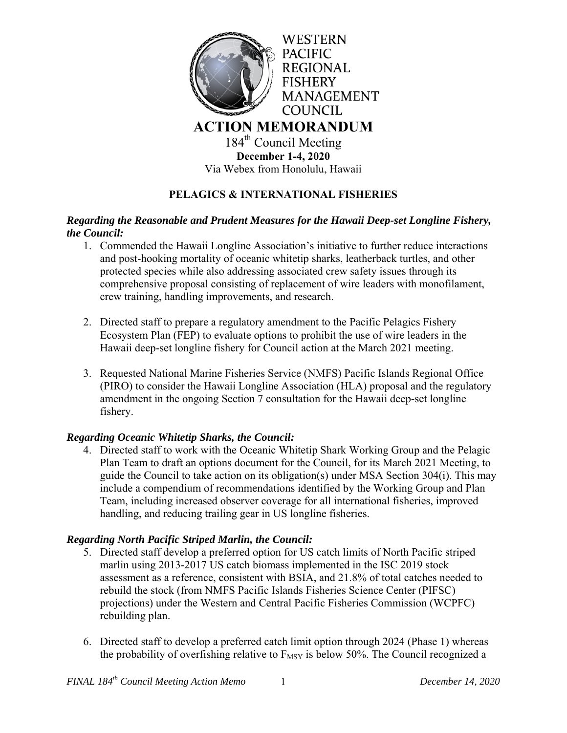WESTERN PACIFIC REGIONAL FISHERY MANAGEMENT COUNCIL

# ACTION MEMORANDUM

184th Council Meeting
**December 1-4, 2020**
Via Webex from Honolulu, Hawaii

## PELAGICS & INTERNATIONAL FISHERIES

***Regarding the Reasonable and Prudent Measures for the Hawaii Deep-set Longline Fishery, the Council:***

1. Commended the Hawaii Longline Association's initiative to further reduce interactions and post-hooking mortality of oceanic whitetip sharks, leatherback turtles, and other protected species while also addressing associated crew safety issues through its comprehensive proposal consisting of replacement of wire leaders with monofilament, crew training, handling improvements, and research.

2. Directed staff to prepare a regulatory amendment to the Pacific Pelagics Fishery Ecosystem Plan (FEP) to evaluate options to prohibit the use of wire leaders in the Hawaii deep-set longline fishery for Council action at the March 2021 meeting.

3. Requested National Marine Fisheries Service (NMFS) Pacific Islands Regional Office (PIRO) to consider the Hawaii Longline Association (HLA) proposal and the regulatory amendment in the ongoing Section 7 consultation for the Hawaii deep-set longline fishery.

***Regarding Oceanic Whitetip Sharks, the Council:***

4. Directed staff to work with the Oceanic Whitetip Shark Working Group and the Pelagic Plan Team to draft an options document for the Council, for its March 2021 Meeting, to guide the Council to take action on its obligation(s) under MSA Section 304(i). This may include a compendium of recommendations identified by the Working Group and Plan Team, including increased observer coverage for all international fisheries, improved handling, and reducing trailing gear in US longline fisheries.

***Regarding North Pacific Striped Marlin, the Council:***

5. Directed staff develop a preferred option for US catch limits of North Pacific striped marlin using 2013-2017 US catch biomass implemented in the ISC 2019 stock assessment as a reference, consistent with BSIA, and 21.8% of total catches needed to rebuild the stock (from NMFS Pacific Islands Fisheries Science Center (PIFSC) projections) under the Western and Central Pacific Fisheries Commission (WCPFC) rebuilding plan.

6. Directed staff to develop a preferred catch limit option through 2024 (Phase 1) whereas the probability of overfishing relative to $F_{MSY}$ is below 50%. The Council recognized a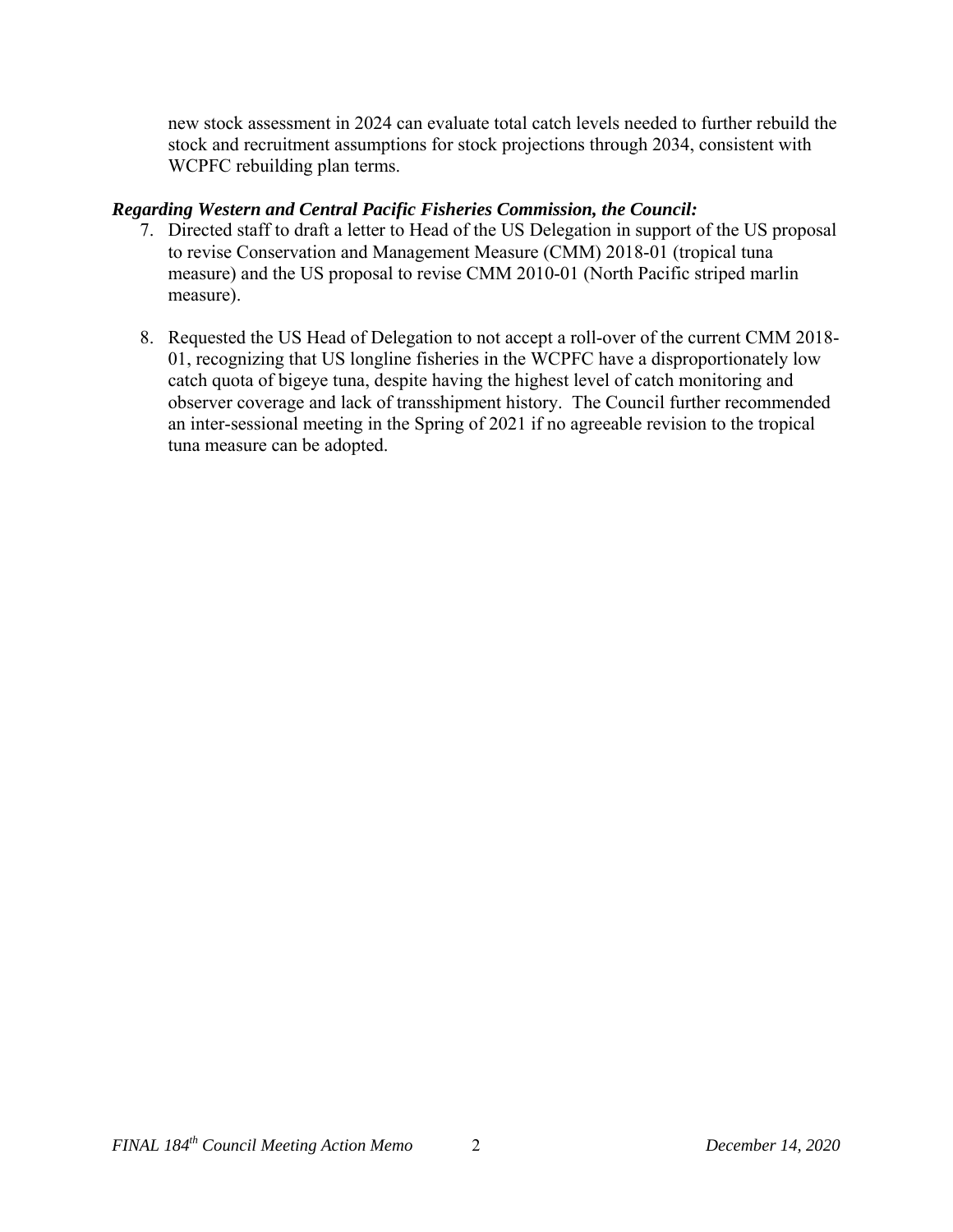new stock assessment in 2024 can evaluate total catch levels needed to further rebuild the stock and recruitment assumptions for stock projections through 2034, consistent with WCPFC rebuilding plan terms.

***Regarding Western and Central Pacific Fisheries Commission, the Council:***

7. Directed staff to draft a letter to Head of the US Delegation in support of the US proposal to revise Conservation and Management Measure (CMM) 2018-01 (tropical tuna measure) and the US proposal to revise CMM 2010-01 (North Pacific striped marlin measure).

8. Requested the US Head of Delegation to not accept a roll-over of the current CMM 2018-01, recognizing that US longline fisheries in the WCPFC have a disproportionately low catch quota of bigeye tuna, despite having the highest level of catch monitoring and observer coverage and lack of transshipment history. The Council further recommended an inter-sessional meeting in the Spring of 2021 if no agreeable revision to the tropical tuna measure can be adopted.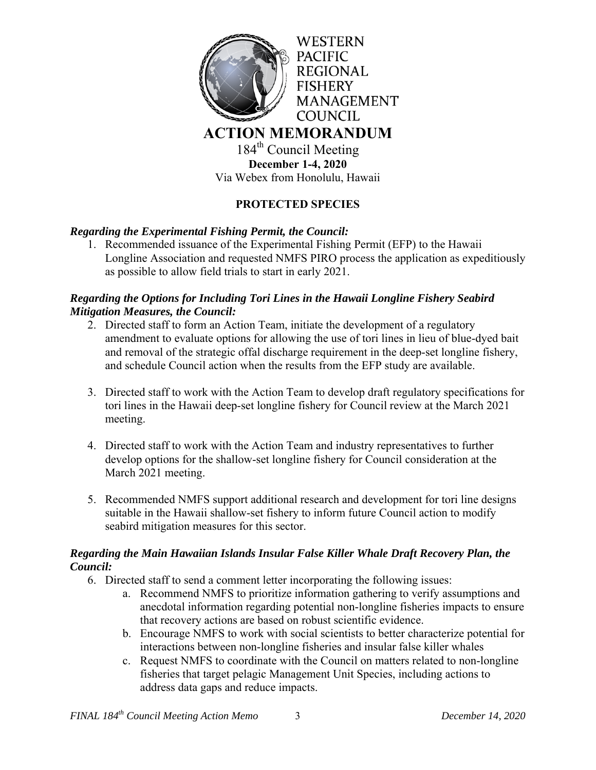WESTERN PACIFIC REGIONAL FISHERY MANAGEMENT COUNCIL

# ACTION MEMORANDUM

184th Council Meeting
**December 1-4, 2020**
Via Webex from Honolulu, Hawaii

## PROTECTED SPECIES

***Regarding the Experimental Fishing Permit, the Council:***

1. Recommended issuance of the Experimental Fishing Permit (EFP) to the Hawaii Longline Association and requested NMFS PIRO process the application as expeditiously as possible to allow field trials to start in early 2021.

***Regarding the Options for Including Tori Lines in the Hawaii Longline Fishery Seabird Mitigation Measures, the Council:***

2. Directed staff to form an Action Team, initiate the development of a regulatory amendment to evaluate options for allowing the use of tori lines in lieu of blue-dyed bait and removal of the strategic offal discharge requirement in the deep-set longline fishery, and schedule Council action when the results from the EFP study are available.

3. Directed staff to work with the Action Team to develop draft regulatory specifications for tori lines in the Hawaii deep-set longline fishery for Council review at the March 2021 meeting.

4. Directed staff to work with the Action Team and industry representatives to further develop options for the shallow-set longline fishery for Council consideration at the March 2021 meeting.

5. Recommended NMFS support additional research and development for tori line designs suitable in the Hawaii shallow-set fishery to inform future Council action to modify seabird mitigation measures for this sector.

***Regarding the Main Hawaiian Islands Insular False Killer Whale Draft Recovery Plan, the Council:***

6. Directed staff to send a comment letter incorporating the following issues:
   a. Recommend NMFS to prioritize information gathering to verify assumptions and anecdotal information regarding potential non-longline fisheries impacts to ensure that recovery actions are based on robust scientific evidence.
   b. Encourage NMFS to work with social scientists to better characterize potential for interactions between non-longline fisheries and insular false killer whales
   c. Request NMFS to coordinate with the Council on matters related to non-longline fisheries that target pelagic Management Unit Species, including actions to address data gaps and reduce impacts.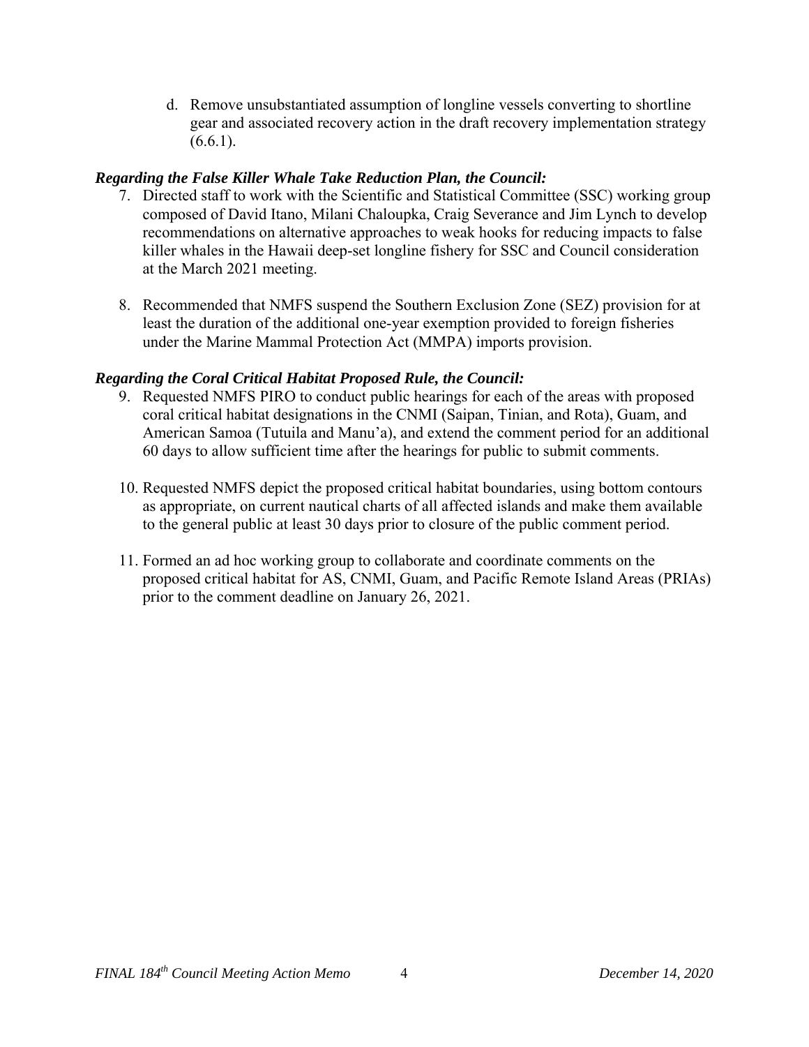d. Remove unsubstantiated assumption of longline vessels converting to shortline gear and associated recovery action in the draft recovery implementation strategy (6.6.1).

***Regarding the False Killer Whale Take Reduction Plan, the Council:***

7. Directed staff to work with the Scientific and Statistical Committee (SSC) working group composed of David Itano, Milani Chaloupka, Craig Severance and Jim Lynch to develop recommendations on alternative approaches to weak hooks for reducing impacts to false killer whales in the Hawaii deep-set longline fishery for SSC and Council consideration at the March 2021 meeting.

8. Recommended that NMFS suspend the Southern Exclusion Zone (SEZ) provision for at least the duration of the additional one-year exemption provided to foreign fisheries under the Marine Mammal Protection Act (MMPA) imports provision.

***Regarding the Coral Critical Habitat Proposed Rule, the Council:***

9. Requested NMFS PIRO to conduct public hearings for each of the areas with proposed coral critical habitat designations in the CNMI (Saipan, Tinian, and Rota), Guam, and American Samoa (Tutuila and Manu'a), and extend the comment period for an additional 60 days to allow sufficient time after the hearings for public to submit comments.

10. Requested NMFS depict the proposed critical habitat boundaries, using bottom contours as appropriate, on current nautical charts of all affected islands and make them available to the general public at least 30 days prior to closure of the public comment period.

11. Formed an ad hoc working group to collaborate and coordinate comments on the proposed critical habitat for AS, CNMI, Guam, and Pacific Remote Island Areas (PRIAs) prior to the comment deadline on January 26, 2021.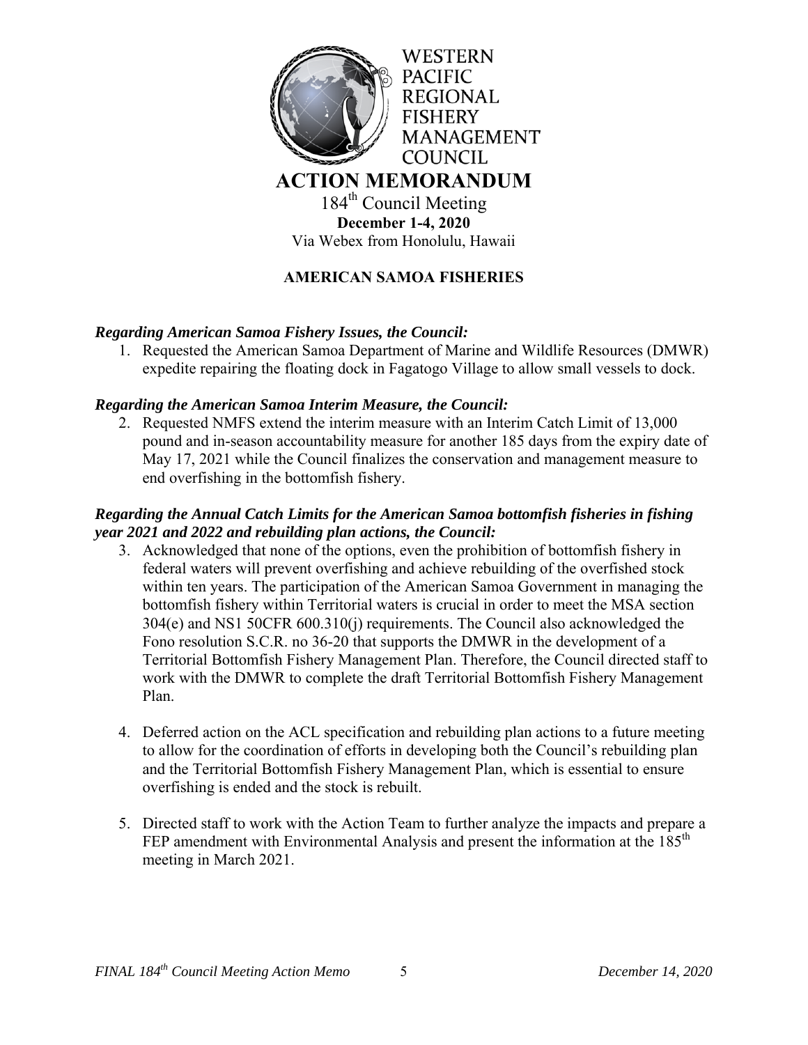WESTERN PACIFIC REGIONAL FISHERY MANAGEMENT COUNCIL

# ACTION MEMORANDUM

184th Council Meeting

**December 1-4, 2020**

Via Webex from Honolulu, Hawaii

## AMERICAN SAMOA FISHERIES

### *Regarding American Samoa Fishery Issues, the Council:*

1. Requested the American Samoa Department of Marine and Wildlife Resources (DMWR) expedite repairing the floating dock in Fagatogo Village to allow small vessels to dock.

### *Regarding the American Samoa Interim Measure, the Council:*

2. Requested NMFS extend the interim measure with an Interim Catch Limit of 13,000 pound and in-season accountability measure for another 185 days from the expiry date of May 17, 2021 while the Council finalizes the conservation and management measure to end overfishing in the bottomfish fishery.

### *Regarding the Annual Catch Limits for the American Samoa bottomfish fisheries in fishing year 2021 and 2022 and rebuilding plan actions, the Council:*

3. Acknowledged that none of the options, even the prohibition of bottomfish fishery in federal waters will prevent overfishing and achieve rebuilding of the overfished stock within ten years. The participation of the American Samoa Government in managing the bottomfish fishery within Territorial waters is crucial in order to meet the MSA section 304(e) and NS1 50CFR 600.310(j) requirements. The Council also acknowledged the Fono resolution S.C.R. no 36-20 that supports the DMWR in the development of a Territorial Bottomfish Fishery Management Plan. Therefore, the Council directed staff to work with the DMWR to complete the draft Territorial Bottomfish Fishery Management Plan.

4. Deferred action on the ACL specification and rebuilding plan actions to a future meeting to allow for the coordination of efforts in developing both the Council's rebuilding plan and the Territorial Bottomfish Fishery Management Plan, which is essential to ensure overfishing is ended and the stock is rebuilt.

5. Directed staff to work with the Action Team to further analyze the impacts and prepare a FEP amendment with Environmental Analysis and present the information at the 185th meeting in March 2021.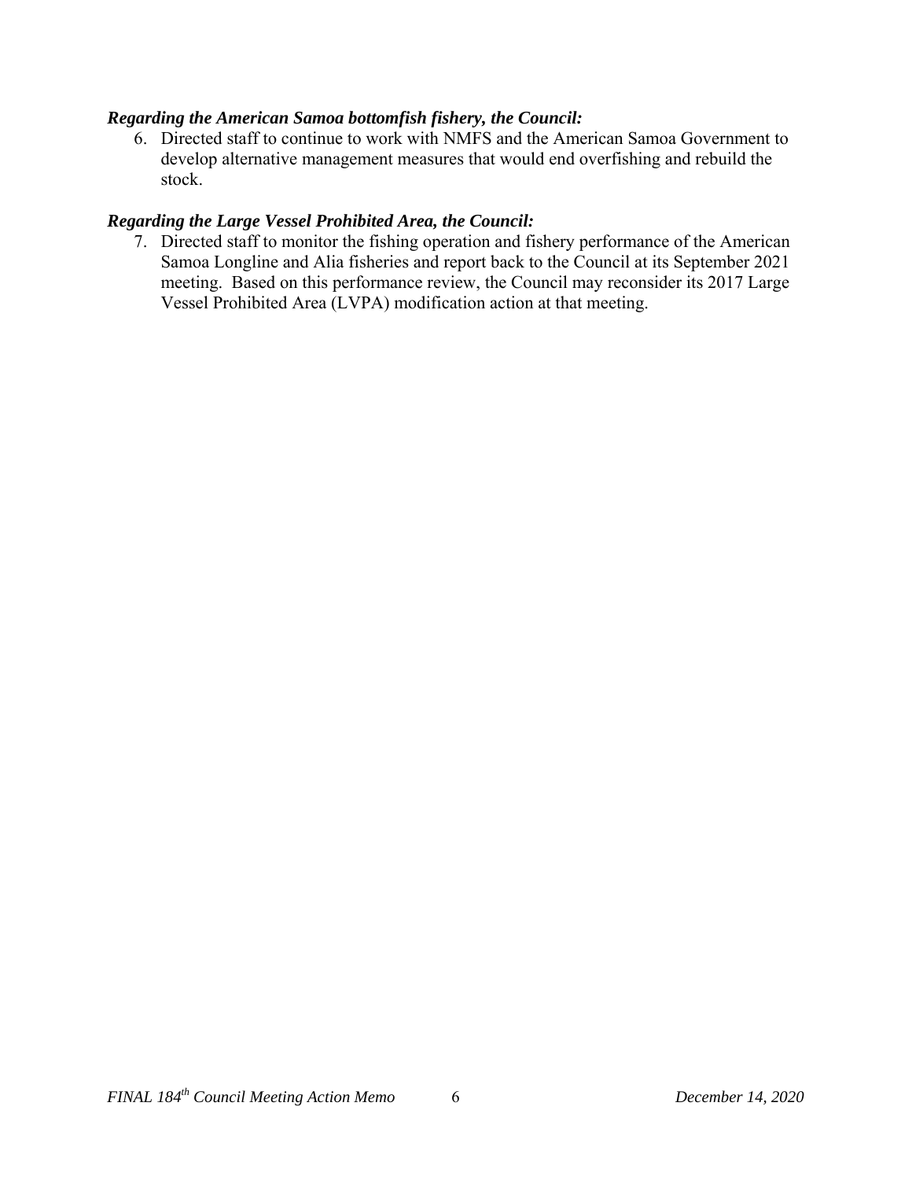***Regarding the American Samoa bottomfish fishery, the Council:***

6. Directed staff to continue to work with NMFS and the American Samoa Government to develop alternative management measures that would end overfishing and rebuild the stock.

***Regarding the Large Vessel Prohibited Area, the Council:***

7. Directed staff to monitor the fishing operation and fishery performance of the American Samoa Longline and Alia fisheries and report back to the Council at its September 2021 meeting. Based on this performance review, the Council may reconsider its 2017 Large Vessel Prohibited Area (LVPA) modification action at that meeting.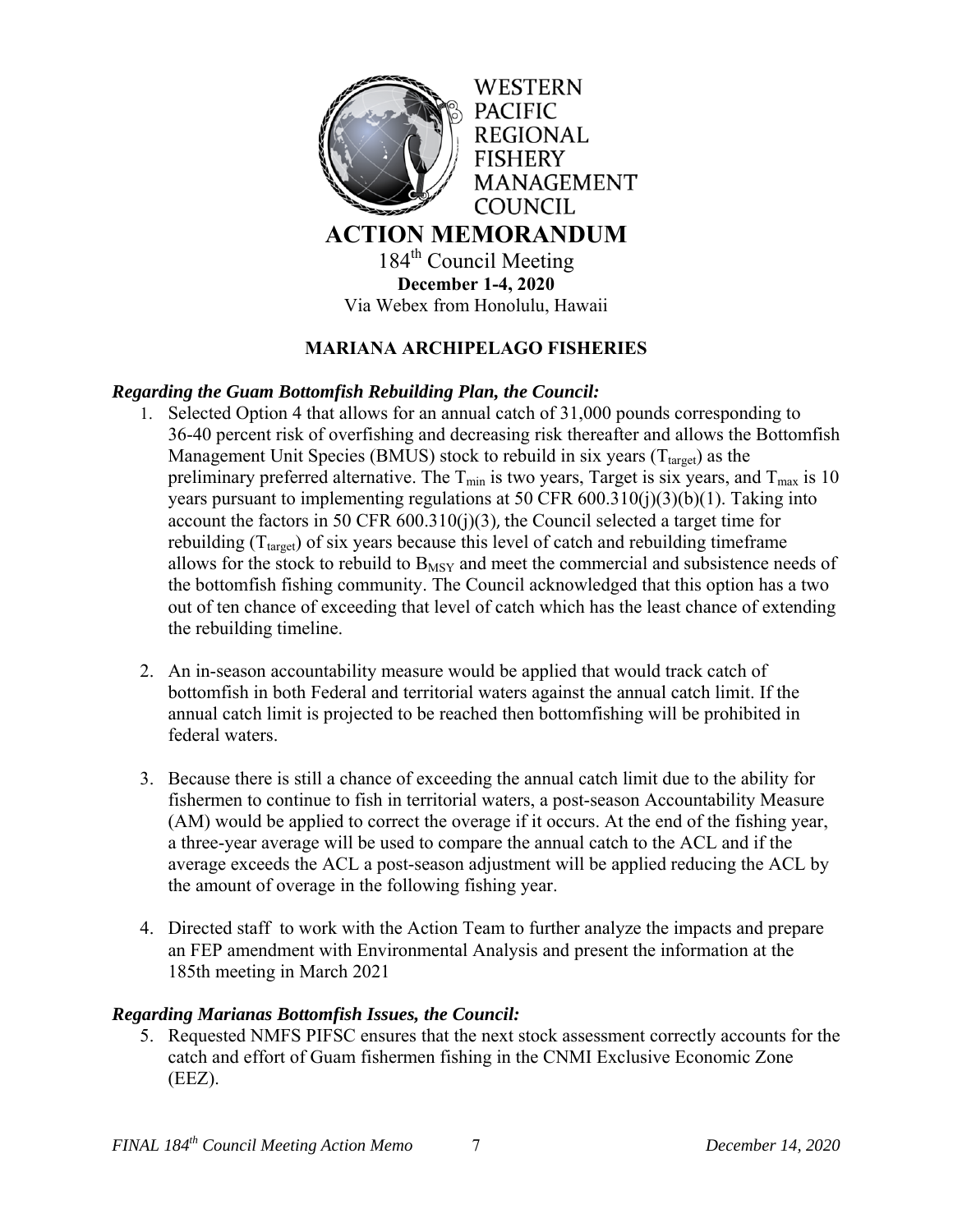WESTERN PACIFIC REGIONAL FISHERY MANAGEMENT COUNCIL

# ACTION MEMORANDUM

184th Council Meeting
**December 1-4, 2020**
Via Webex from Honolulu, Hawaii

## MARIANA ARCHIPELAGO FISHERIES

***Regarding the Guam Bottomfish Rebuilding Plan, the Council:***

1. Selected Option 4 that allows for an annual catch of 31,000 pounds corresponding to 36-40 percent risk of overfishing and decreasing risk thereafter and allows the Bottomfish Management Unit Species (BMUS) stock to rebuild in six years ($T_{target}$) as the preliminary preferred alternative. The $T_{min}$ is two years, Target is six years, and $T_{max}$ is 10 years pursuant to implementing regulations at 50 CFR 600.310(j)(3)(b)(1). Taking into account the factors in 50 CFR 600.310(j)(3), the Council selected a target time for rebuilding ($T_{target}$) of six years because this level of catch and rebuilding timeframe allows for the stock to rebuild to $B_{MSY}$ and meet the commercial and subsistence needs of the bottomfish fishing community. The Council acknowledged that this option has a two out of ten chance of exceeding that level of catch which has the least chance of extending the rebuilding timeline.

2. An in-season accountability measure would be applied that would track catch of bottomfish in both Federal and territorial waters against the annual catch limit. If the annual catch limit is projected to be reached then bottomfishing will be prohibited in federal waters.

3. Because there is still a chance of exceeding the annual catch limit due to the ability for fishermen to continue to fish in territorial waters, a post-season Accountability Measure (AM) would be applied to correct the overage if it occurs. At the end of the fishing year, a three-year average will be used to compare the annual catch to the ACL and if the average exceeds the ACL a post-season adjustment will be applied reducing the ACL by the amount of overage in the following fishing year.

4. Directed staff to work with the Action Team to further analyze the impacts and prepare an FEP amendment with Environmental Analysis and present the information at the 185th meeting in March 2021

***Regarding Marianas Bottomfish Issues, the Council:***

5. Requested NMFS PIFSC ensures that the next stock assessment correctly accounts for the catch and effort of Guam fishermen fishing in the CNMI Exclusive Economic Zone (EEZ).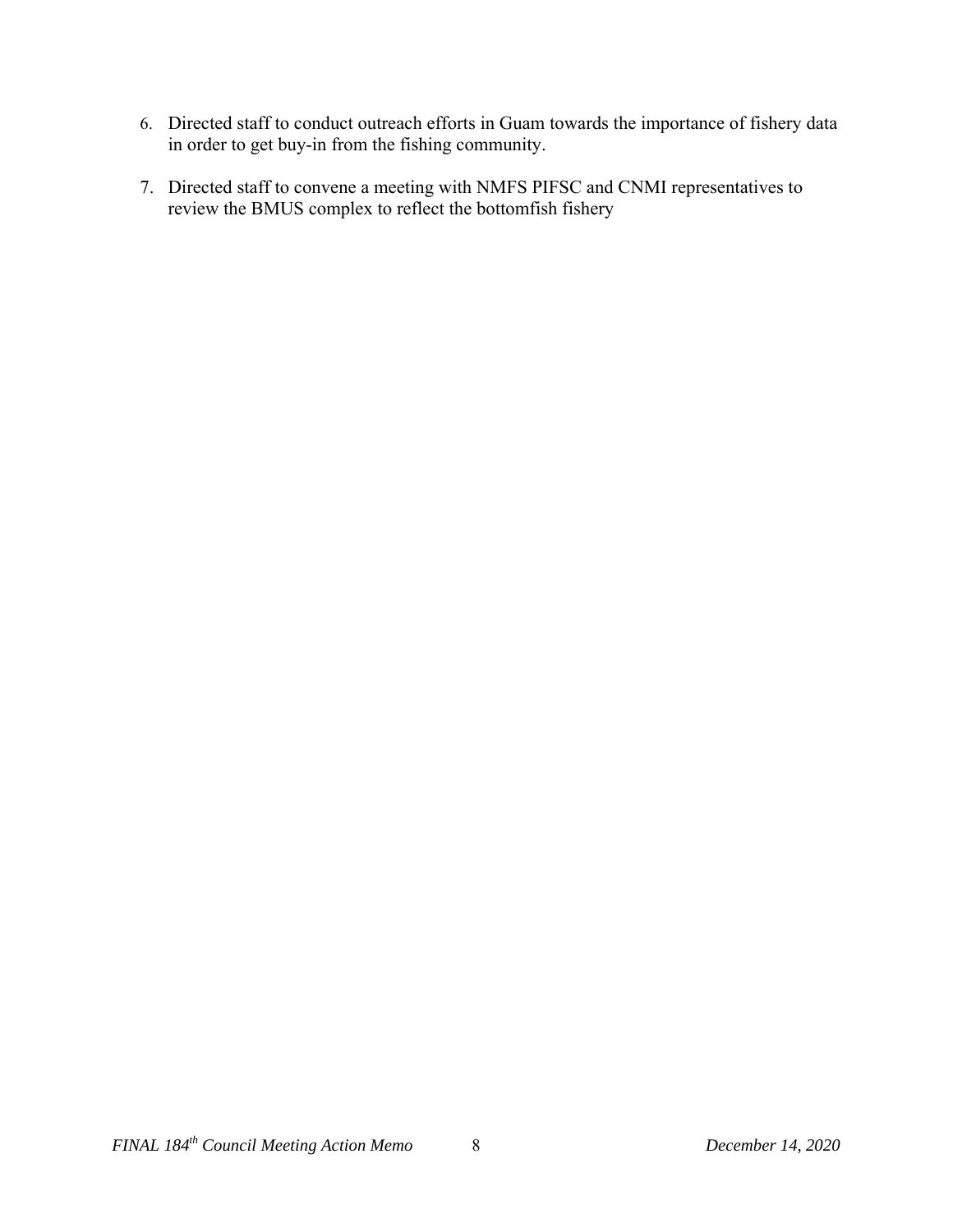6. Directed staff to conduct outreach efforts in Guam towards the importance of fishery data in order to get buy-in from the fishing community.

7. Directed staff to convene a meeting with NMFS PIFSC and CNMI representatives to review the BMUS complex to reflect the bottomfish fishery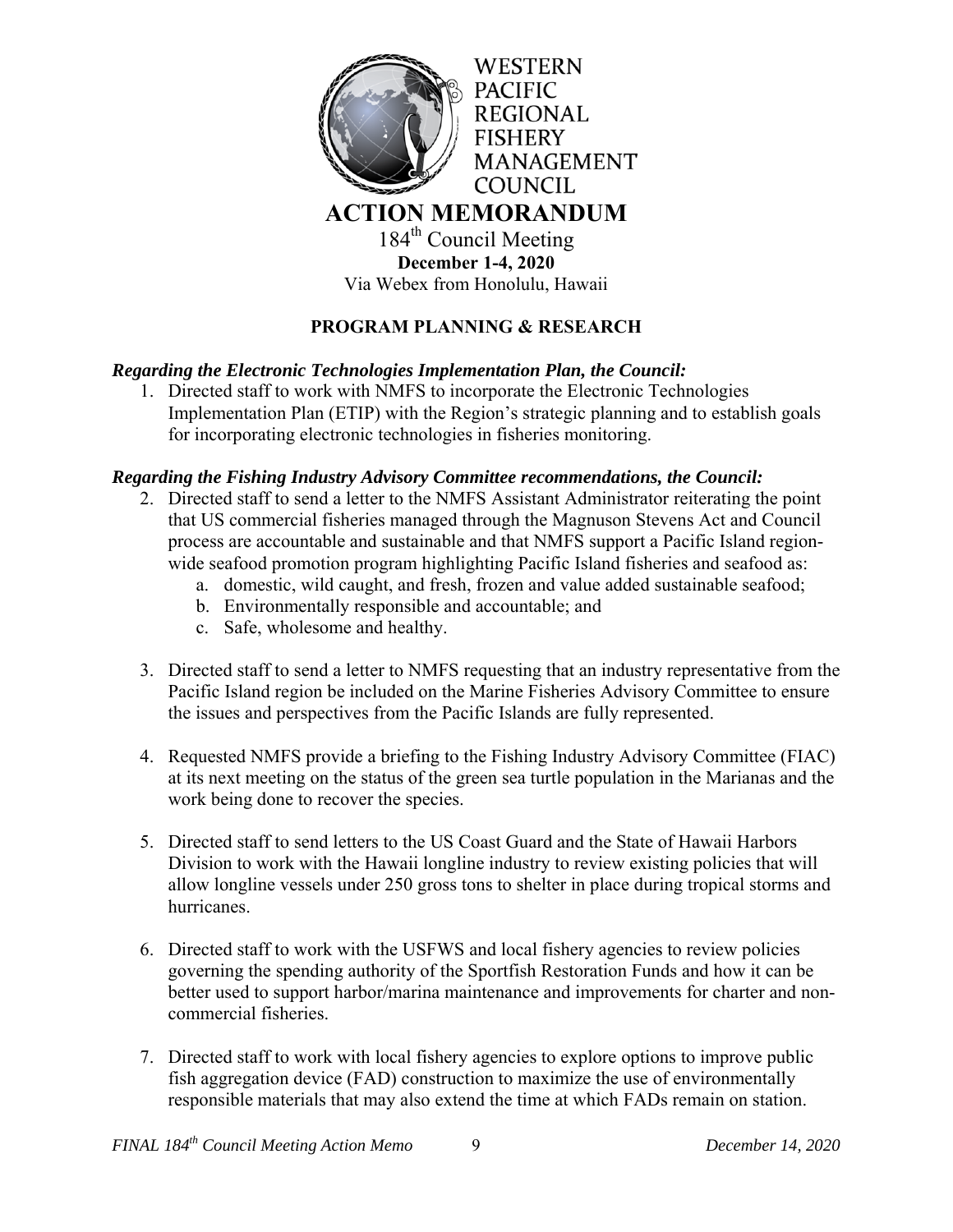WESTERN PACIFIC REGIONAL FISHERY MANAGEMENT COUNCIL

# ACTION MEMORANDUM

184th Council Meeting
**December 1-4, 2020**
Via Webex from Honolulu, Hawaii

## PROGRAM PLANNING & RESEARCH

***Regarding the Electronic Technologies Implementation Plan, the Council:***

1. Directed staff to work with NMFS to incorporate the Electronic Technologies Implementation Plan (ETIP) with the Region's strategic planning and to establish goals for incorporating electronic technologies in fisheries monitoring.

***Regarding the Fishing Industry Advisory Committee recommendations, the Council:***

2. Directed staff to send a letter to the NMFS Assistant Administrator reiterating the point that US commercial fisheries managed through the Magnuson Stevens Act and Council process are accountable and sustainable and that NMFS support a Pacific Island region-wide seafood promotion program highlighting Pacific Island fisheries and seafood as:
   a. domestic, wild caught, and fresh, frozen and value added sustainable seafood;
   b. Environmentally responsible and accountable; and
   c. Safe, wholesome and healthy.

3. Directed staff to send a letter to NMFS requesting that an industry representative from the Pacific Island region be included on the Marine Fisheries Advisory Committee to ensure the issues and perspectives from the Pacific Islands are fully represented.

4. Requested NMFS provide a briefing to the Fishing Industry Advisory Committee (FIAC) at its next meeting on the status of the green sea turtle population in the Marianas and the work being done to recover the species.

5. Directed staff to send letters to the US Coast Guard and the State of Hawaii Harbors Division to work with the Hawaii longline industry to review existing policies that will allow longline vessels under 250 gross tons to shelter in place during tropical storms and hurricanes.

6. Directed staff to work with the USFWS and local fishery agencies to review policies governing the spending authority of the Sportfish Restoration Funds and how it can be better used to support harbor/marina maintenance and improvements for charter and non-commercial fisheries.

7. Directed staff to work with local fishery agencies to explore options to improve public fish aggregation device (FAD) construction to maximize the use of environmentally responsible materials that may also extend the time at which FADs remain on station.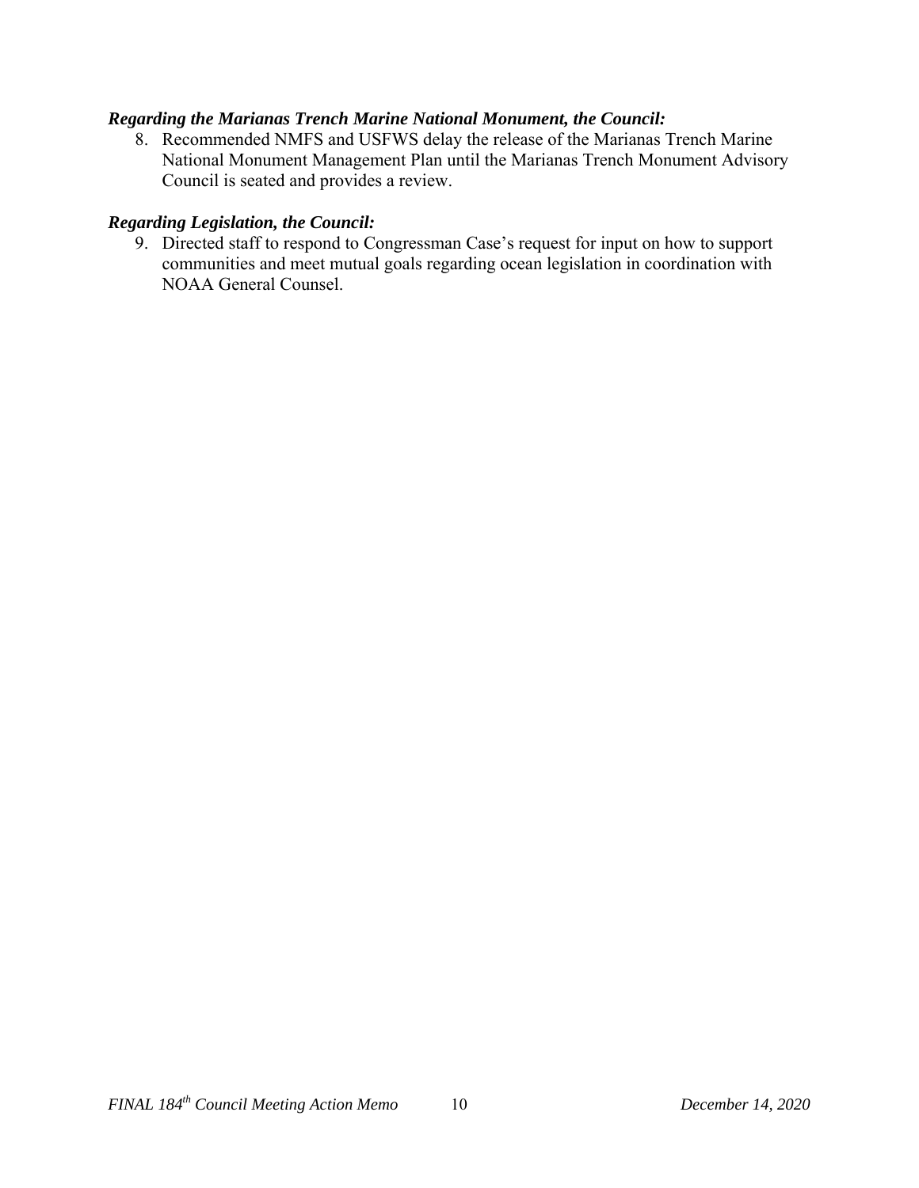***Regarding the Marianas Trench Marine National Monument, the Council:***

8. Recommended NMFS and USFWS delay the release of the Marianas Trench Marine National Monument Management Plan until the Marianas Trench Monument Advisory Council is seated and provides a review.

***Regarding Legislation, the Council:***

9. Directed staff to respond to Congressman Case's request for input on how to support communities and meet mutual goals regarding ocean legislation in coordination with NOAA General Counsel.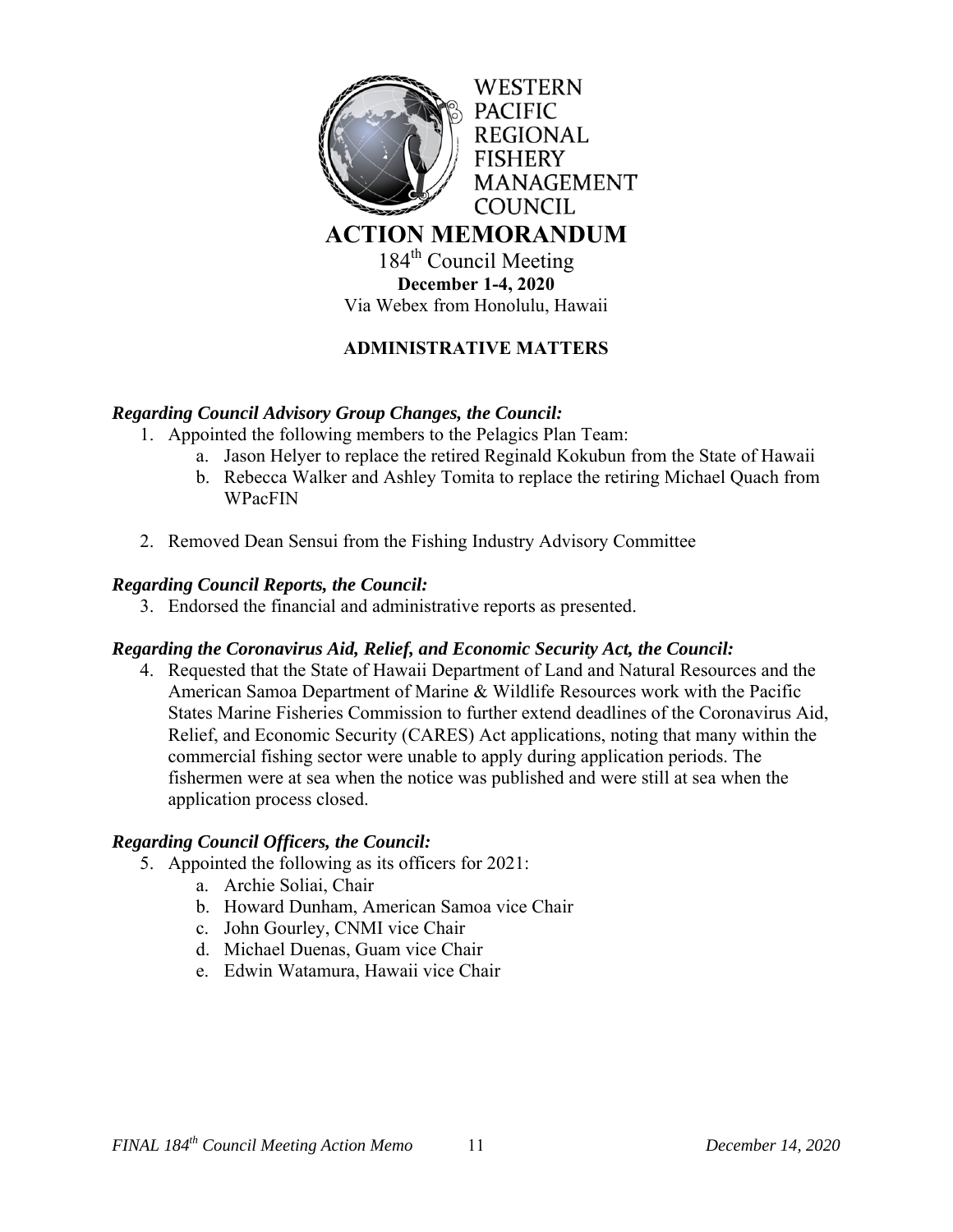WESTERN PACIFIC REGIONAL FISHERY MANAGEMENT COUNCIL

# ACTION MEMORANDUM

184th Council Meeting
**December 1-4, 2020**
Via Webex from Honolulu, Hawaii

## ADMINISTRATIVE MATTERS

***Regarding Council Advisory Group Changes, the Council:***

1. Appointed the following members to the Pelagics Plan Team:
   a. Jason Helyer to replace the retired Reginald Kokubun from the State of Hawaii
   b. Rebecca Walker and Ashley Tomita to replace the retiring Michael Quach from WPacFIN

2. Removed Dean Sensui from the Fishing Industry Advisory Committee

***Regarding Council Reports, the Council:***

3. Endorsed the financial and administrative reports as presented.

***Regarding the Coronavirus Aid, Relief, and Economic Security Act, the Council:***

4. Requested that the State of Hawaii Department of Land and Natural Resources and the American Samoa Department of Marine & Wildlife Resources work with the Pacific States Marine Fisheries Commission to further extend deadlines of the Coronavirus Aid, Relief, and Economic Security (CARES) Act applications, noting that many within the commercial fishing sector were unable to apply during application periods. The fishermen were at sea when the notice was published and were still at sea when the application process closed.

***Regarding Council Officers, the Council:***

5. Appointed the following as its officers for 2021:
   a. Archie Soliai, Chair
   b. Howard Dunham, American Samoa vice Chair
   c. John Gourley, CNMI vice Chair
   d. Michael Duenas, Guam vice Chair
   e. Edwin Watamura, Hawaii vice Chair